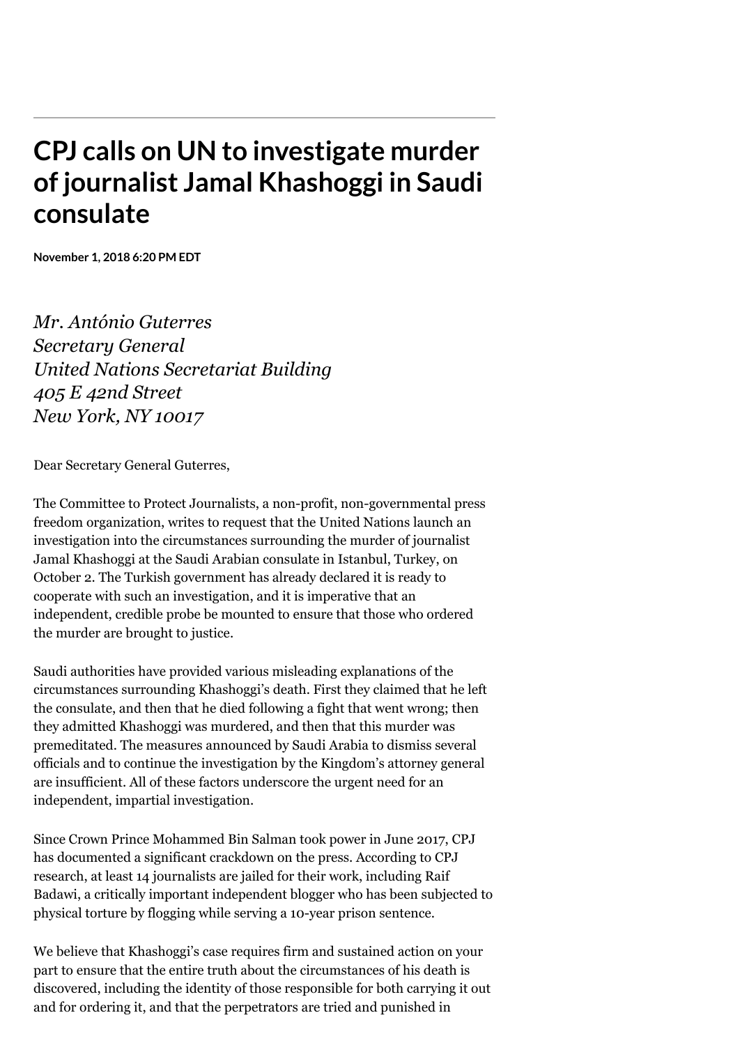# CPJ calls on UN to investigate murder of journalist Jamal Khashoggi in Saudi consulate

**November 1, 2018 6:20 PM EDT**

*Mr. António Guterres*
*Secretary General*
*United Nations Secretariat Building*
*405 E 42nd Street*
*New York, NY 10017*

Dear Secretary General Guterres,

The Committee to Protect Journalists, a non-profit, non-governmental press freedom organization, writes to request that the United Nations launch an investigation into the circumstances surrounding the murder of journalist Jamal Khashoggi at the Saudi Arabian consulate in Istanbul, Turkey, on October 2. The Turkish government has already declared it is ready to cooperate with such an investigation, and it is imperative that an independent, credible probe be mounted to ensure that those who ordered the murder are brought to justice.

Saudi authorities have provided various misleading explanations of the circumstances surrounding Khashoggi's death. First they claimed that he left the consulate, and then that he died following a fight that went wrong; then they admitted Khashoggi was murdered, and then that this murder was premeditated. The measures announced by Saudi Arabia to dismiss several officials and to continue the investigation by the Kingdom's attorney general are insufficient. All of these factors underscore the urgent need for an independent, impartial investigation.

Since Crown Prince Mohammed Bin Salman took power in June 2017, CPJ has documented a significant crackdown on the press. According to CPJ research, at least 14 journalists are jailed for their work, including Raif Badawi, a critically important independent blogger who has been subjected to physical torture by flogging while serving a 10-year prison sentence.

We believe that Khashoggi's case requires firm and sustained action on your part to ensure that the entire truth about the circumstances of his death is discovered, including the identity of those responsible for both carrying it out and for ordering it, and that the perpetrators are tried and punished in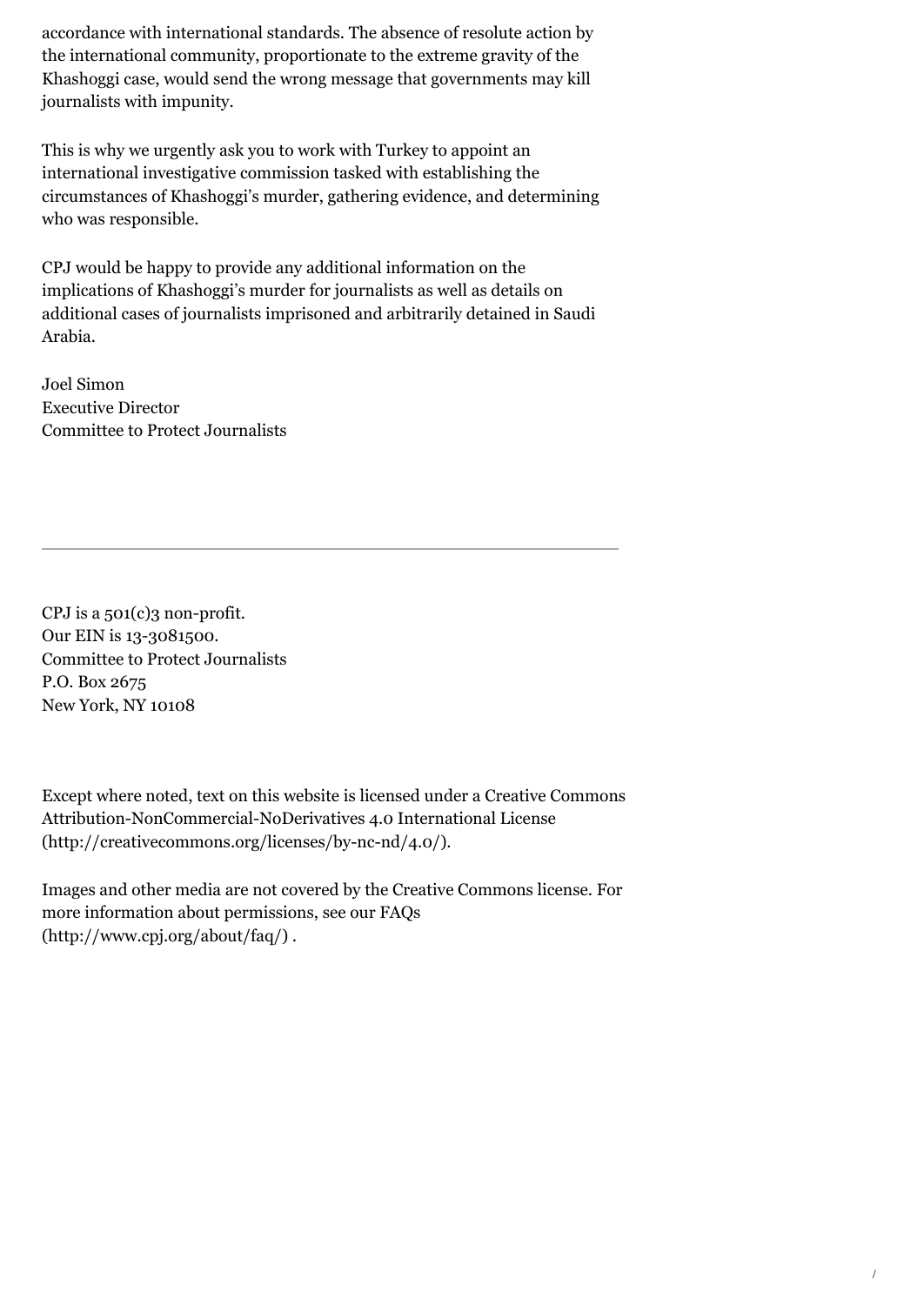accordance with international standards. The absence of resolute action by the international community, proportionate to the extreme gravity of the Khashoggi case, would send the wrong message that governments may kill journalists with impunity.

This is why we urgently ask you to work with Turkey to appoint an international investigative commission tasked with establishing the circumstances of Khashoggi's murder, gathering evidence, and determining who was responsible.

CPJ would be happy to provide any additional information on the implications of Khashoggi's murder for journalists as well as details on additional cases of journalists imprisoned and arbitrarily detained in Saudi Arabia.

Joel Simon
Executive Director
Committee to Protect Journalists

---

CPJ is a 501(c)3 non-profit.
Our EIN is 13-3081500.
Committee to Protect Journalists
P.O. Box 2675
New York, NY 10108

Except where noted, text on this website is licensed under a Creative Commons Attribution-NonCommercial-NoDerivatives 4.0 International License (http://creativecommons.org/licenses/by-nc-nd/4.0/).

Images and other media are not covered by the Creative Commons license. For more information about permissions, see our FAQs (http://www.cpj.org/about/faq/) .